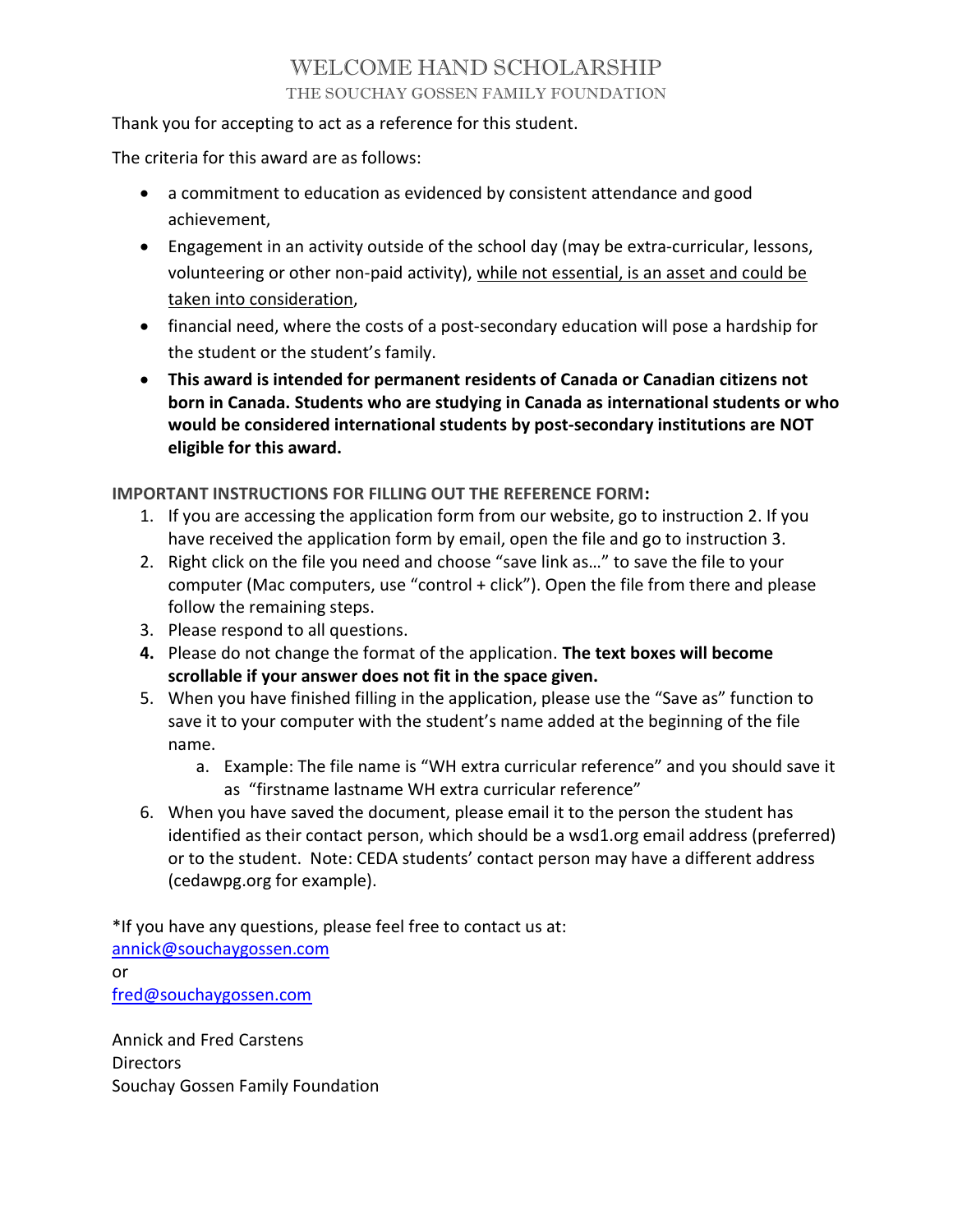# WELCOME HAND SCHOLARSHIP

## THE SOUCHAY GOSSEN FAMILY FOUNDATION

Thank you for accepting to act as a reference for this student.

The criteria for this award are as follows:

- a commitment to education as evidenced by consistent attendance and good achievement,
- Engagement in an activity outside of the school day (may be extra-curricular, lessons, volunteering or other non-paid activity), <u>while not essential, is an asset and could be taken into consideration</u>,
- financial need, where the costs of a post-secondary education will pose a hardship for the student or the student's family.
- **This award is intended for permanent residents of Canada or Canadian citizens not born in Canada. Students who are studying in Canada as international students or who would be considered international students by post-secondary institutions are NOT eligible for this award.**

**IMPORTANT INSTRUCTIONS FOR FILLING OUT THE REFERENCE FORM:**

1. If you are accessing the application form from our website, go to instruction 2. If you have received the application form by email, open the file and go to instruction 3.
2. Right click on the file you need and choose "save link as…" to save the file to your computer (Mac computers, use "control + click"). Open the file from there and please follow the remaining steps.
3. Please respond to all questions.
4. Please do not change the format of the application. **The text boxes will become scrollable if your answer does not fit in the space given.**
5. When you have finished filling in the application, please use the "Save as" function to save it to your computer with the student's name added at the beginning of the file name.
   a. Example: The file name is "WH extra curricular reference" and you should save it as "firstname lastname WH extra curricular reference"
6. When you have saved the document, please email it to the person the student has identified as their contact person, which should be a wsd1.org email address (preferred) or to the student. Note: CEDA students' contact person may have a different address (cedawpg.org for example).

*If you have any questions, please feel free to contact us at:
annick@souchaygossen.com
or
fred@souchaygossen.com

Annick and Fred Carstens
Directors
Souchay Gossen Family Foundation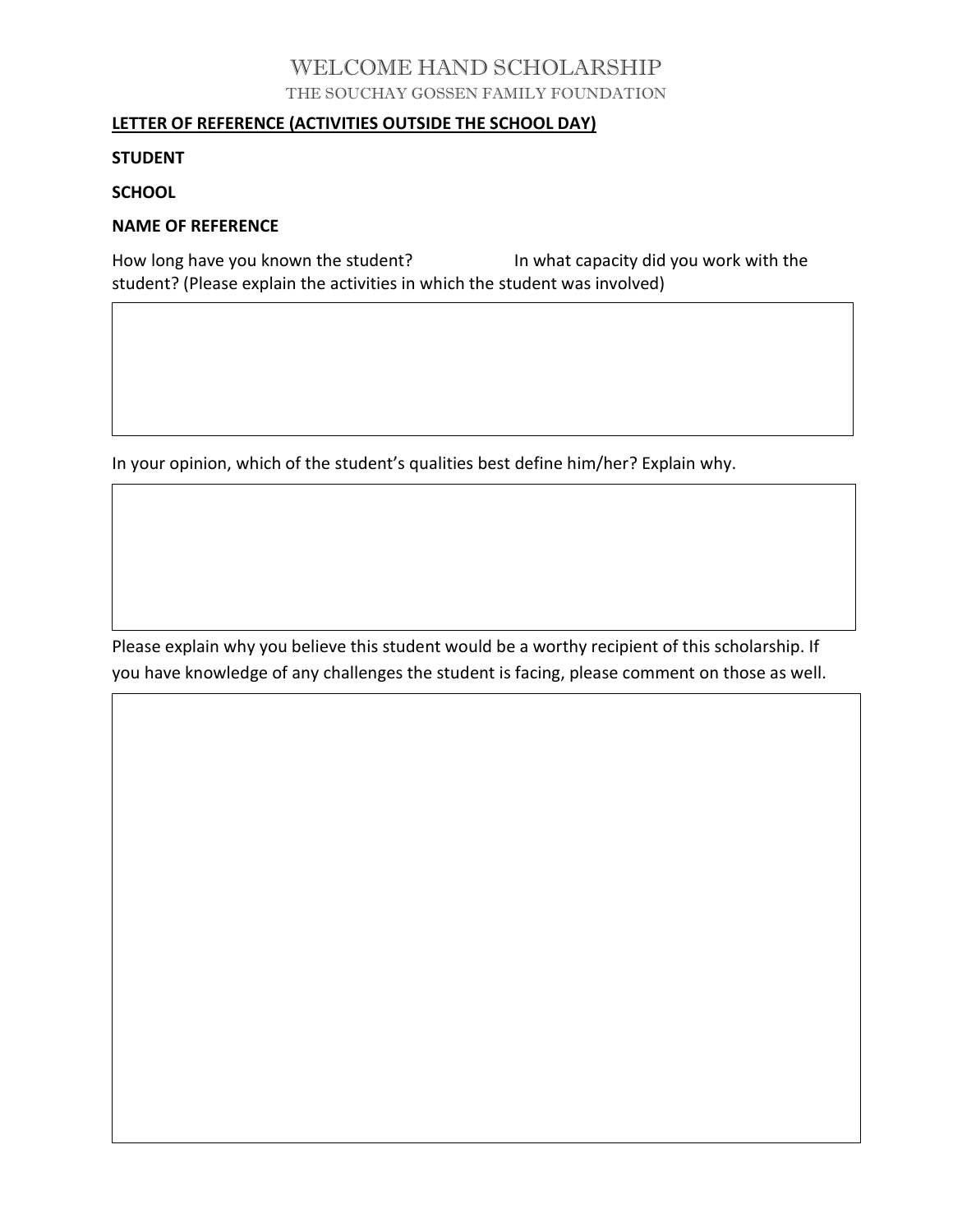# WELCOME HAND SCHOLARSHIP

THE SOUCHAY GOSSEN FAMILY FOUNDATION

**LETTER OF REFERENCE (ACTIVITIES OUTSIDE THE SCHOOL DAY)**

**STUDENT**

**SCHOOL**

**NAME OF REFERENCE**

How long have you known the student?

In what capacity did you work with the student? (Please explain the activities in which the student was involved)

In your opinion, which of the student's qualities best define him/her? Explain why.

Please explain why you believe this student would be a worthy recipient of this scholarship. If you have knowledge of any challenges the student is facing, please comment on those as well.